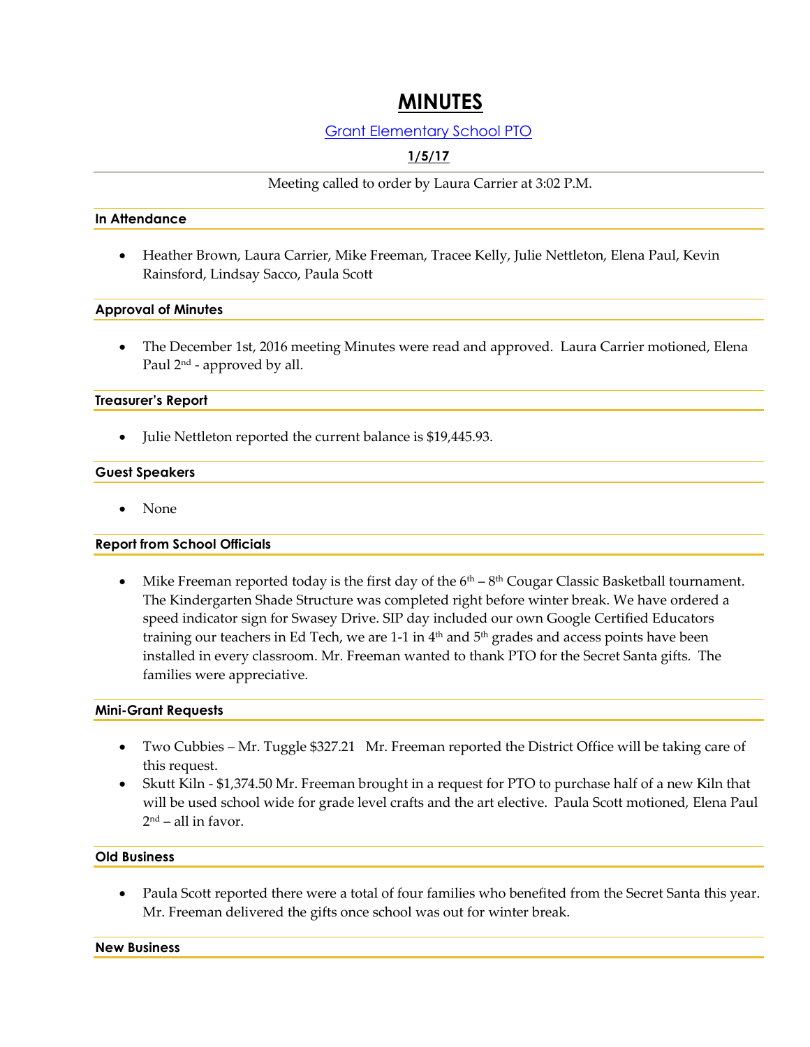# MINUTES

[Grant Elementary School PTO]

**1/5/17**

Meeting called to order by Laura Carrier at 3:02 P.M.

### In Attendance

- Heather Brown, Laura Carrier, Mike Freeman, Tracee Kelly, Julie Nettleton, Elena Paul, Kevin Rainsford, Lindsay Sacco, Paula Scott

### Approval of Minutes

- The December 1st, 2016 meeting Minutes were read and approved. Laura Carrier motioned, Elena Paul 2nd - approved by all.

### Treasurer's Report

- Julie Nettleton reported the current balance is $19,445.93.

### Guest Speakers

- None

### Report from School Officials

- Mike Freeman reported today is the first day of the 6th – 8th Cougar Classic Basketball tournament. The Kindergarten Shade Structure was completed right before winter break. We have ordered a speed indicator sign for Swasey Drive. SIP day included our own Google Certified Educators training our teachers in Ed Tech, we are 1-1 in 4th and 5th grades and access points have been installed in every classroom. Mr. Freeman wanted to thank PTO for the Secret Santa gifts. The families were appreciative.

### Mini-Grant Requests

- Two Cubbies – Mr. Tuggle $327.21 Mr. Freeman reported the District Office will be taking care of this request.
- Skutt Kiln - $1,374.50 Mr. Freeman brought in a request for PTO to purchase half of a new Kiln that will be used school wide for grade level crafts and the art elective. Paula Scott motioned, Elena Paul 2nd – all in favor.

### Old Business

- Paula Scott reported there were a total of four families who benefited from the Secret Santa this year. Mr. Freeman delivered the gifts once school was out for winter break.

### New Business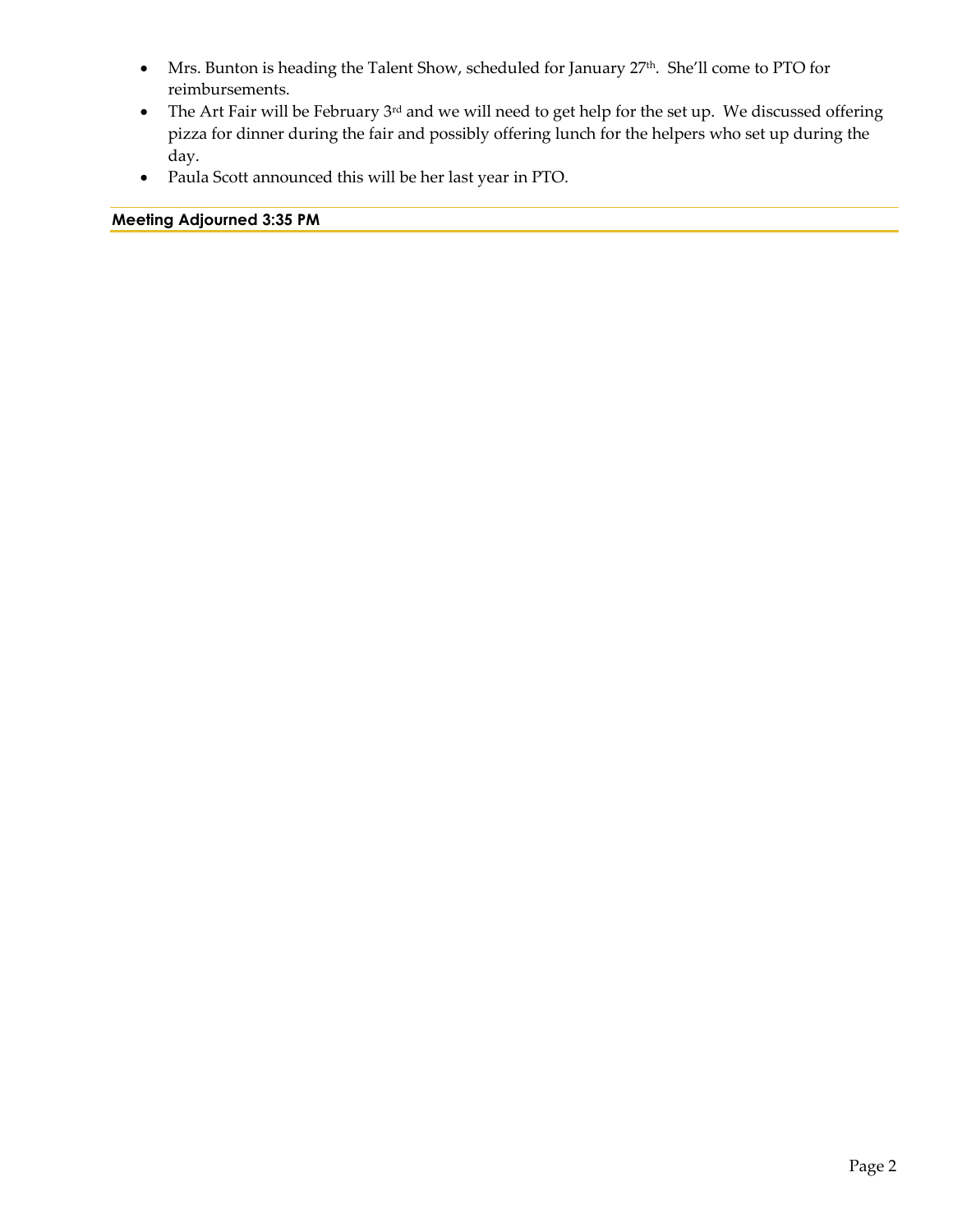- Mrs. Bunton is heading the Talent Show, scheduled for January 27th. She'll come to PTO for reimbursements.
- The Art Fair will be February 3rd and we will need to get help for the set up. We discussed offering pizza for dinner during the fair and possibly offering lunch for the helpers who set up during the day.
- Paula Scott announced this will be her last year in PTO.

**Meeting Adjourned 3:35 PM**